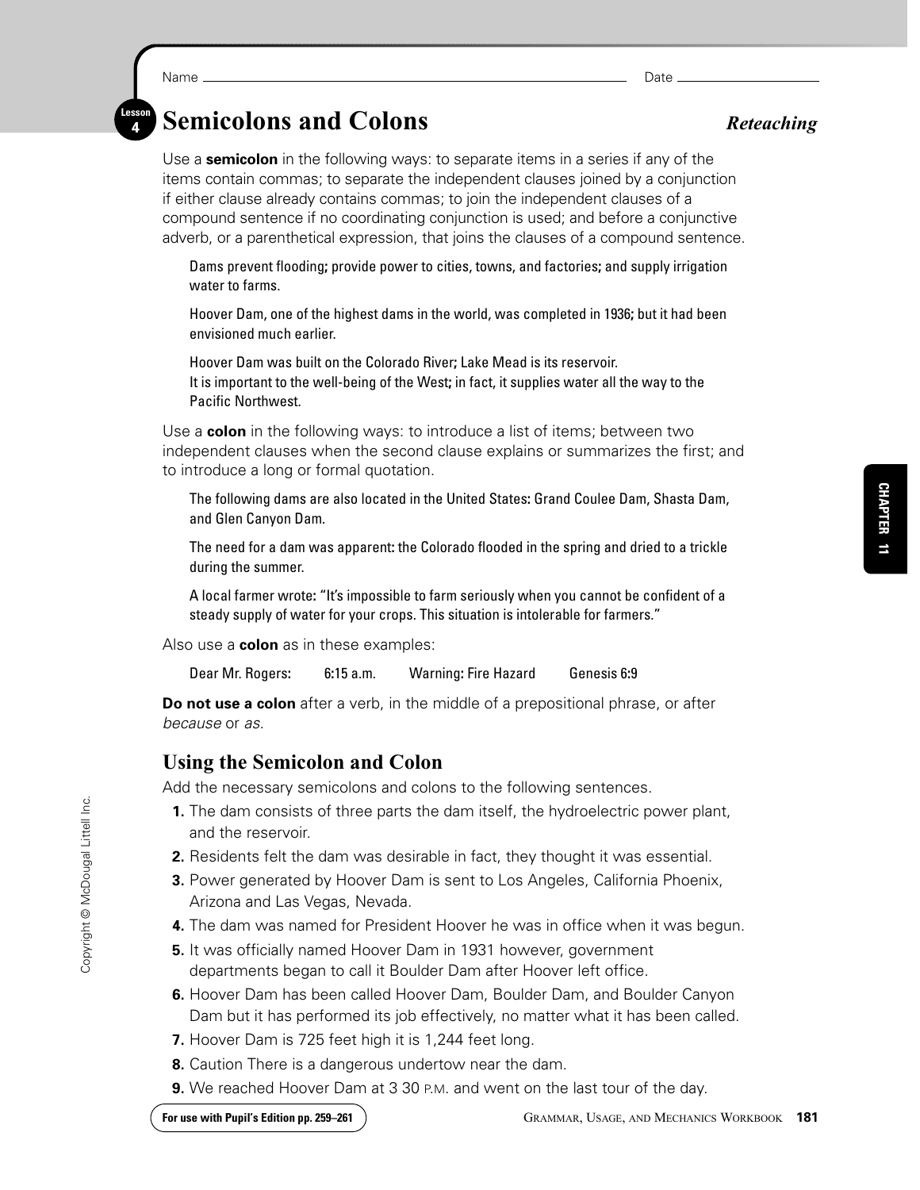Name ________________________________ Date ______________

Lesson 4

# Semicolons and Colons

*Reteaching*

Use a **semicolon** in the following ways: to separate items in a series if any of the items contain commas; to separate the independent clauses joined by a conjunction if either clause already contains commas; to join the independent clauses of a compound sentence if no coordinating conjunction is used; and before a conjunctive adverb, or a parenthetical expression, that joins the clauses of a compound sentence.

> Dams prevent flooding**;** provide power to cities, towns, and factories**;** and supply irrigation water to farms.
>
> Hoover Dam, one of the highest dams in the world, was completed in 1936**;** but it had been envisioned much earlier.
>
> Hoover Dam was built on the Colorado River**;** Lake Mead is its reservoir.
> It is important to the well-being of the West**;** in fact, it supplies water all the way to the Pacific Northwest.

Use a **colon** in the following ways: to introduce a list of items; between two independent clauses when the second clause explains or summarizes the first; and to introduce a long or formal quotation.

> The following dams are also located in the United States**:** Grand Coulee Dam, Shasta Dam, and Glen Canyon Dam.
>
> The need for a dam was apparent**:** the Colorado flooded in the spring and dried to a trickle during the summer.
>
> A local farmer wrote**:** "It's impossible to farm seriously when you cannot be confident of a steady supply of water for your crops. This situation is intolerable for farmers."

Also use a **colon** as in these examples:

> Dear Mr. Rogers**:**   6**:**15 a.m.   Warning**:** Fire Hazard   Genesis 6**:**9

**Do not use a colon** after a verb, in the middle of a prepositional phrase, or after *because* or *as*.

## Using the Semicolon and Colon

Add the necessary semicolons and colons to the following sentences.

1. The dam consists of three parts the dam itself, the hydroelectric power plant, and the reservoir.
2. Residents felt the dam was desirable in fact, they thought it was essential.
3. Power generated by Hoover Dam is sent to Los Angeles, California Phoenix, Arizona and Las Vegas, Nevada.
4. The dam was named for President Hoover he was in office when it was begun.
5. It was officially named Hoover Dam in 1931 however, government departments began to call it Boulder Dam after Hoover left office.
6. Hoover Dam has been called Hoover Dam, Boulder Dam, and Boulder Canyon Dam but it has performed its job effectively, no matter what it has been called.
7. Hoover Dam is 725 feet high it is 1,244 feet long.
8. Caution There is a dangerous undertow near the dam.
9. We reached Hoover Dam at 3 30 P.M. and went on the last tour of the day.

For use with Pupil's Edition pp. 259–261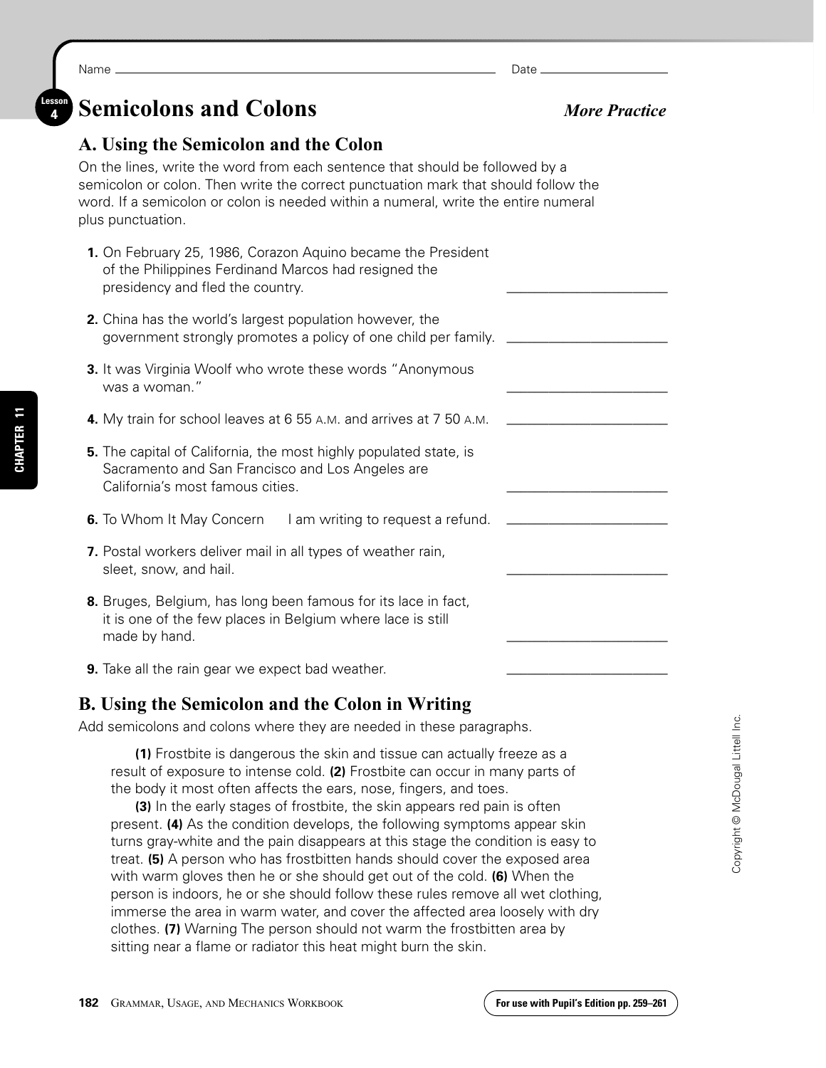Name ______________________________ Date ______________

## Lesson 4 Semicolons and Colons

*More Practice*

### A. Using the Semicolon and the Colon

On the lines, write the word from each sentence that should be followed by a semicolon or colon. Then write the correct punctuation mark that should follow the word. If a semicolon or colon is needed within a numeral, write the entire numeral plus punctuation.

**1.** On February 25, 1986, Corazon Aquino became the President of the Philippines Ferdinand Marcos had resigned the presidency and fled the country. ______________________

**2.** China has the world's largest population however, the government strongly promotes a policy of one child per family. ______________________

**3.** It was Virginia Woolf who wrote these words "Anonymous was a woman." ______________________

**4.** My train for school leaves at 6 55 A.M. and arrives at 7 50 A.M. ______________________

**5.** The capital of California, the most highly populated state, is Sacramento and San Francisco and Los Angeles are California's most famous cities. ______________________

**6.** To Whom It May Concern I am writing to request a refund. ______________________

**7.** Postal workers deliver mail in all types of weather rain, sleet, snow, and hail. ______________________

**8.** Bruges, Belgium, has long been famous for its lace in fact, it is one of the few places in Belgium where lace is still made by hand. ______________________

**9.** Take all the rain gear we expect bad weather. ______________________

### B. Using the Semicolon and the Colon in Writing

Add semicolons and colons where they are needed in these paragraphs.

**(1)** Frostbite is dangerous the skin and tissue can actually freeze as a result of exposure to intense cold. **(2)** Frostbite can occur in many parts of the body it most often affects the ears, nose, fingers, and toes.

**(3)** In the early stages of frostbite, the skin appears red pain is often present. **(4)** As the condition develops, the following symptoms appear skin turns gray-white and the pain disappears at this stage the condition is easy to treat. **(5)** A person who has frostbitten hands should cover the exposed area with warm gloves then he or she should get out of the cold. **(6)** When the person is indoors, he or she should follow these rules remove all wet clothing, immerse the area in warm water, and cover the affected area loosely with dry clothes. **(7)** Warning The person should not warm the frostbitten area by sitting near a flame or radiator this heat might burn the skin.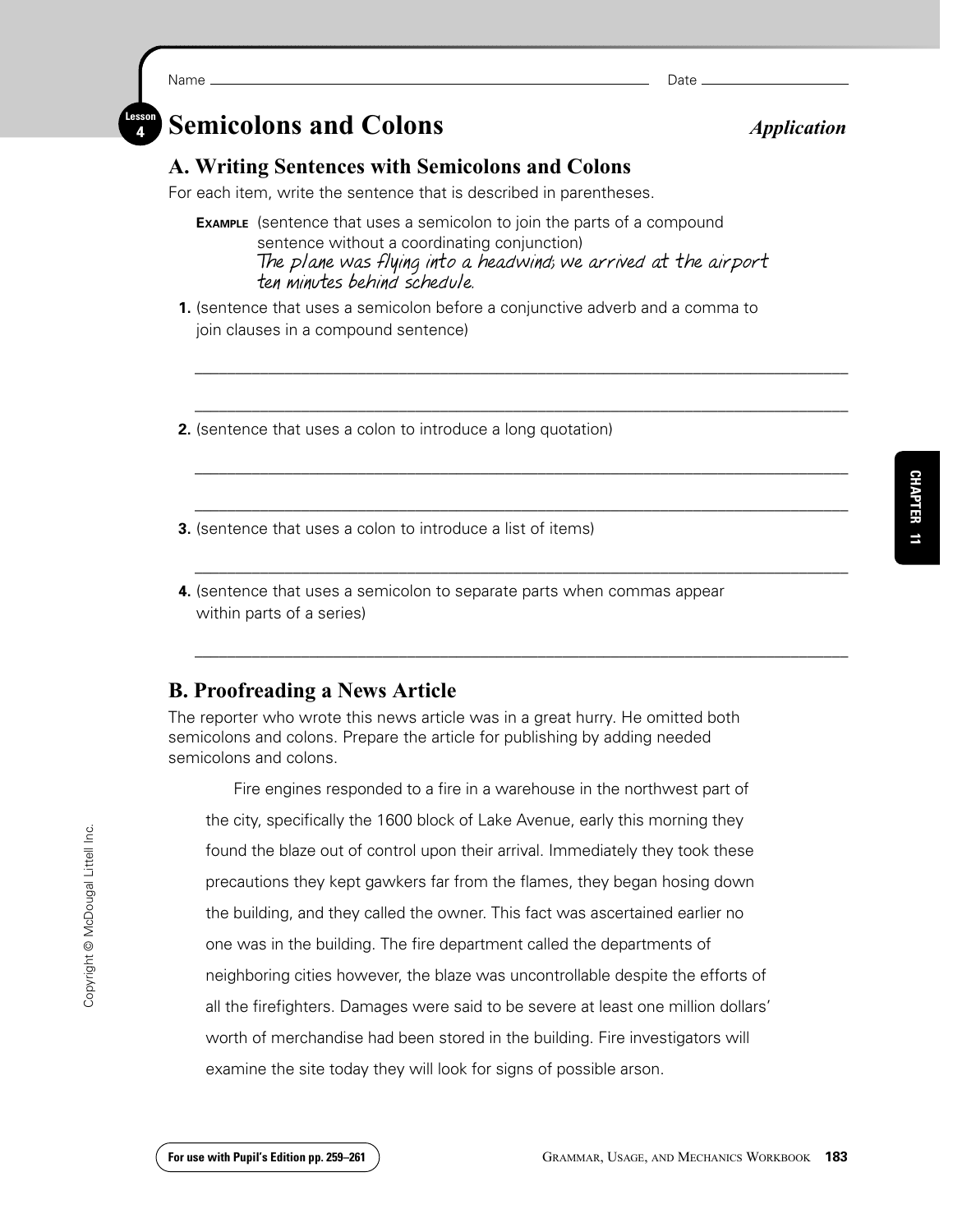Name ______________________________ Date ______________

# Lesson 4 Semicolons and Colons

*Application*

## A. Writing Sentences with Semicolons and Colons

For each item, write the sentence that is described in parentheses.

**EXAMPLE** (sentence that uses a semicolon to join the parts of a compound sentence without a coordinating conjunction)
*The plane was flying into a headwind; we arrived at the airport ten minutes behind schedule.*

1. (sentence that uses a semicolon before a conjunctive adverb and a comma to join clauses in a compound sentence)

   ______________________________________________________________________

   ______________________________________________________________________

2. (sentence that uses a colon to introduce a long quotation)

   ______________________________________________________________________

   ______________________________________________________________________

3. (sentence that uses a colon to introduce a list of items)

   ______________________________________________________________________

4. (sentence that uses a semicolon to separate parts when commas appear within parts of a series)

   ______________________________________________________________________

## B. Proofreading a News Article

The reporter who wrote this news article was in a great hurry. He omitted both semicolons and colons. Prepare the article for publishing by adding needed semicolons and colons.

Fire engines responded to a fire in a warehouse in the northwest part of the city, specifically the 1600 block of Lake Avenue, early this morning they found the blaze out of control upon their arrival. Immediately they took these precautions they kept gawkers far from the flames, they began hosing down the building, and they called the owner. This fact was ascertained earlier no one was in the building. The fire department called the departments of neighboring cities however, the blaze was uncontrollable despite the efforts of all the firefighters. Damages were said to be severe at least one million dollars' worth of merchandise had been stored in the building. Fire investigators will examine the site today they will look for signs of possible arson.

For use with Pupil's Edition pp. 259–261